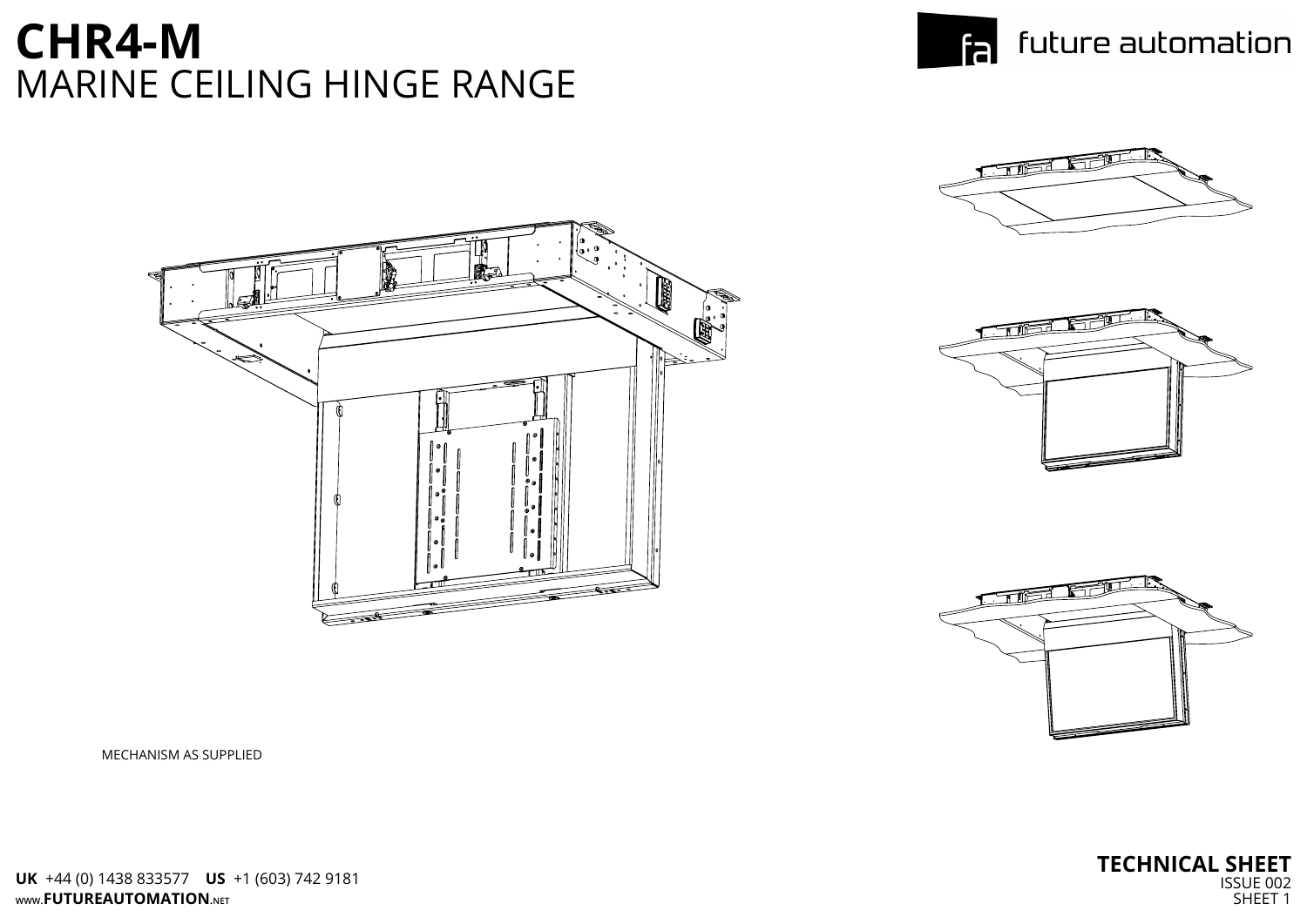# CHR4-M
## MARINE CEILING HINGE RANGE

future automation

MECHANISM AS SUPPLIED

**UK** +44 (0) 1438 833577 **US** +1 (603) 742 9181
www.**FUTUREAUTOMATION**.NET

**TECHNICAL SHEET**
ISSUE 002
SHEET 1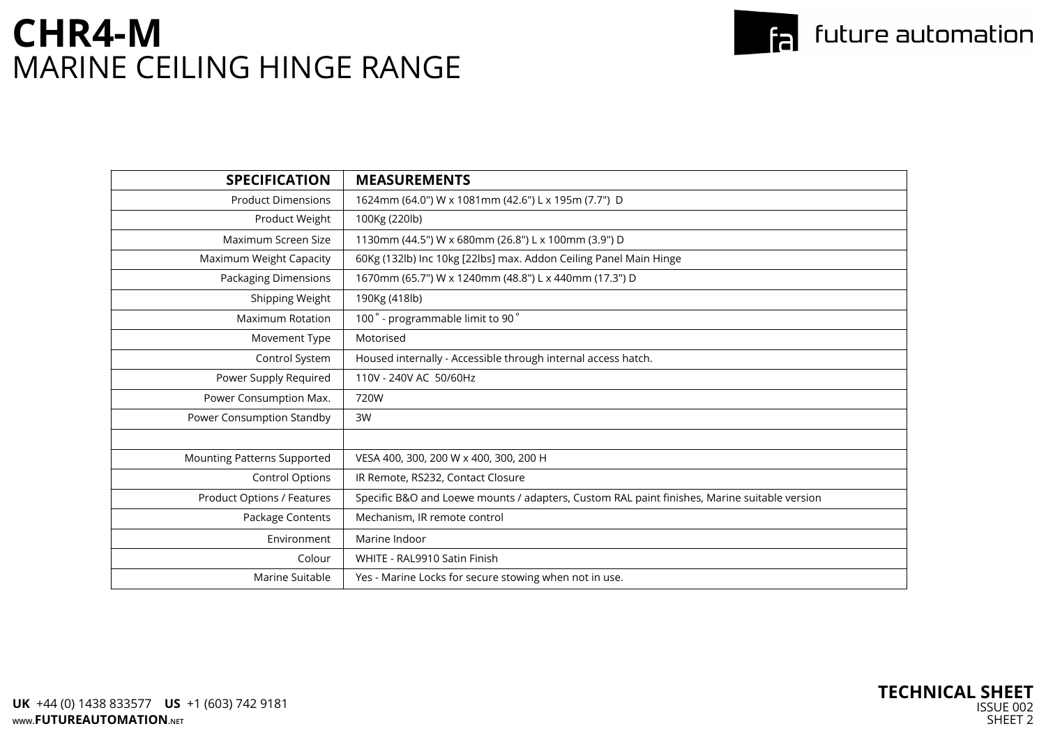# CHR4-M
## MARINE CEILING HINGE RANGE

| SPECIFICATION | MEASUREMENTS |
|---|---|
| Product Dimensions | 1624mm (64.0") W x 1081mm (42.6") L x 195m (7.7") D |
| Product Weight | 100Kg (220lb) |
| Maximum Screen Size | 1130mm (44.5") W x 680mm (26.8") L x 100mm (3.9") D |
| Maximum Weight Capacity | 60Kg (132lb) Inc 10kg [22lbs] max. Addon Ceiling Panel Main Hinge |
| Packaging Dimensions | 1670mm (65.7") W x 1240mm (48.8") L x 440mm (17.3") D |
| Shipping Weight | 190Kg (418lb) |
| Maximum Rotation | 100 ˚ - programmable limit to 90 ˚ |
| Movement Type | Motorised |
| Control System | Housed internally - Accessible through internal access hatch. |
| Power Supply Required | 110V - 240V AC 50/60Hz |
| Power Consumption Max. | 720W |
| Power Consumption Standby | 3W |
| | |
| Mounting Patterns Supported | VESA 400, 300, 200 W x 400, 300, 200 H |
| Control Options | IR Remote, RS232, Contact Closure |
| Product Options / Features | Specific B&O and Loewe mounts / adapters, Custom RAL paint finishes, Marine suitable version |
| Package Contents | Mechanism, IR remote control |
| Environment | Marine Indoor |
| Colour | WHITE - RAL9910 Satin Finish |
| Marine Suitable | Yes - Marine Locks for secure stowing when not in use. |

**UK** +44 (0) 1438 833577 **US** +1 (603) 742 9181
www.**FUTUREAUTOMATION**.NET

**TECHNICAL SHEET**
ISSUE 002
SHEET 2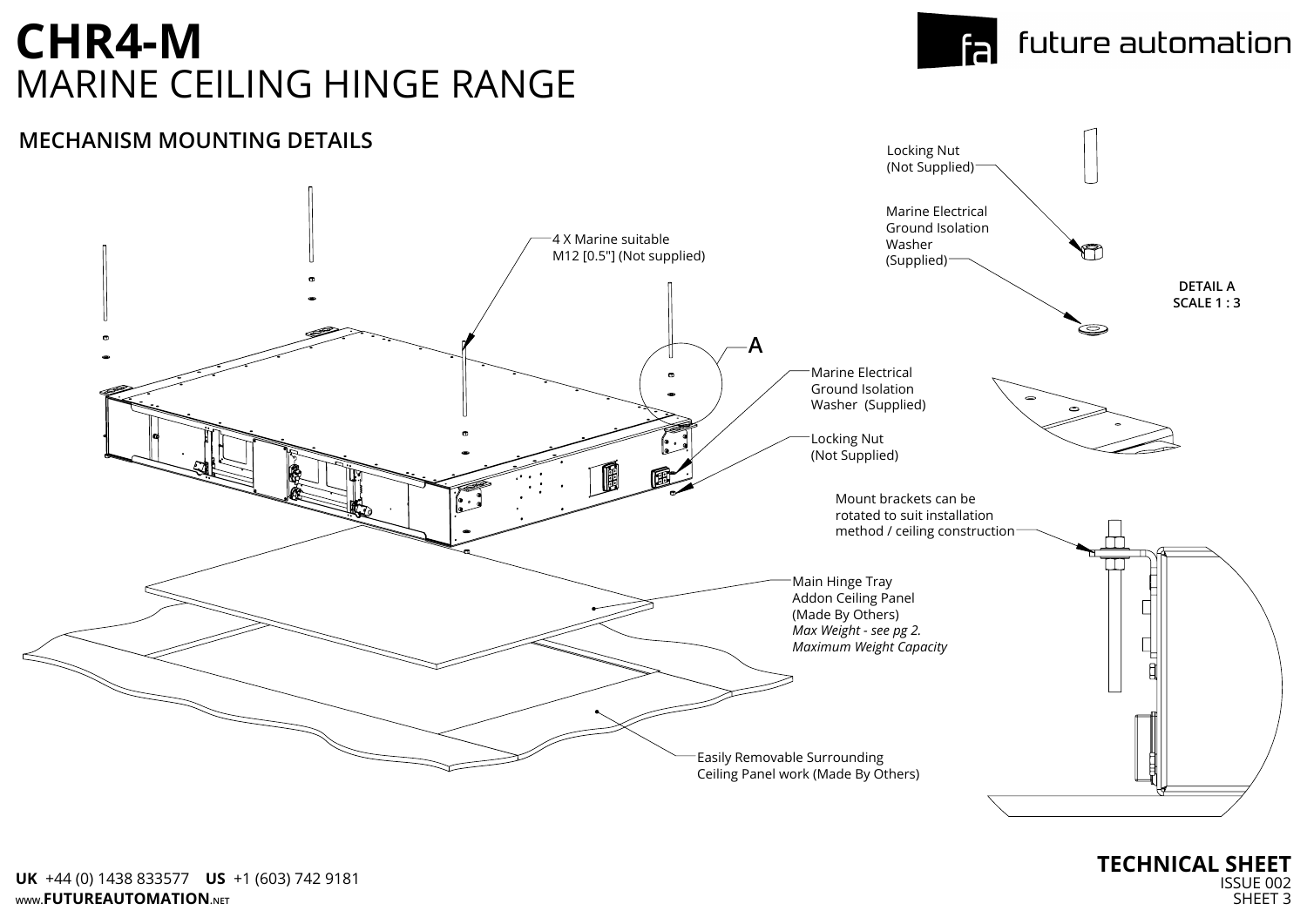# CHR4-M
## MARINE CEILING HINGE RANGE

### MECHANISM MOUNTING DETAILS

Locking Nut
(Not Supplied)

Marine Electrical
Ground Isolation
Washer
(Supplied)

4 X Marine suitable
M12 [0.5"] (Not supplied)

A

DETAIL A
SCALE 1 : 3

Marine Electrical
Ground Isolation
Washer (Supplied)

Locking Nut
(Not Supplied)

Mount brackets can be
rotated to suit installation
method / ceiling construction

Main Hinge Tray
Addon Ceiling Panel
(Made By Others)
*Max Weight - see pg 2.*
*Maximum Weight Capacity*

Easily Removable Surrounding
Ceiling Panel work (Made By Others)

**UK** +44 (0) 1438 833577 **US** +1 (603) 742 9181
www.**FUTUREAUTOMATION**.NET

**TECHNICAL SHEET**
ISSUE 002
SHEET 3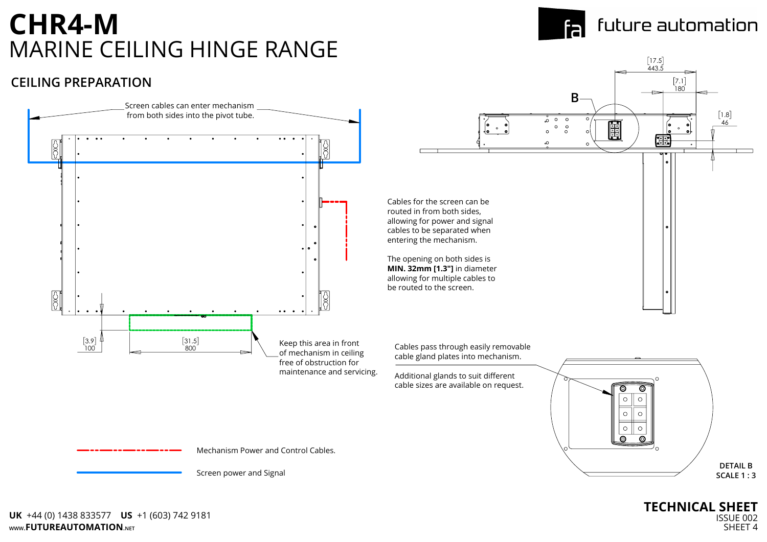# CHR4-M

## MARINE CEILING HINGE RANGE

### CEILING PREPARATION

Screen cables can enter mechanism from both sides into the pivot tube.

[3.9]
100

[31.5]
800

Keep this area in front of mechanism in ceiling free of obstruction for maintenance and servicing.

[17.5]
443.5

[7.1]
180

[1.8]
46

B

Cables for the screen can be routed in from both sides, allowing for power and signal cables to be separated when entering the mechanism.

The opening on both sides is **MIN. 32mm [1.3"]** in diameter allowing for multiple cables to be routed to the screen.

Cables pass through easily removable cable gland plates into mechanism.

Additional glands to suit different cable sizes are available on request.

DETAIL B
SCALE 1 : 3

Mechanism Power and Control Cables.

Screen power and Signal

**UK** +44 (0) 1438 833577 **US** +1 (603) 742 9181
www.**FUTUREAUTOMATION**.NET

**TECHNICAL SHEET**
ISSUE 002
SHEET 4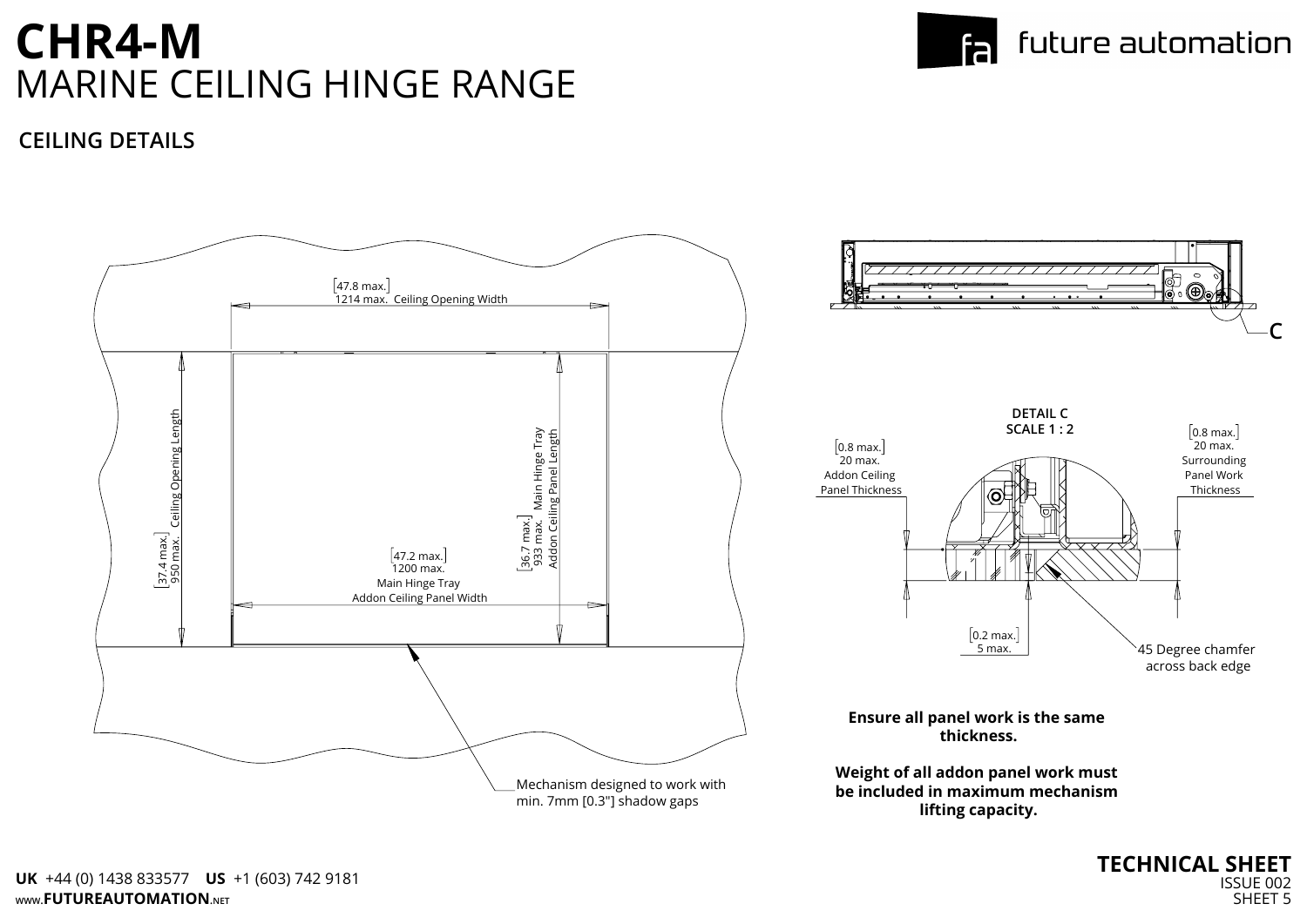# CHR4-M
## MARINE CEILING HINGE RANGE

### CEILING DETAILS

[47.8 max.]
1214 max. Ceiling Opening Width

[37.4 max.]
950 max. Ceiling Opening Length

[36.7 max.]
933 max. Main Hinge Tray Addon Ceiling Panel Length

[47.2 max.]
1200 max.
Main Hinge Tray
Addon Ceiling Panel Width

Mechanism designed to work with min. 7mm [0.3"] shadow gaps

C

**DETAIL C**
**SCALE 1 : 2**

[0.8 max.]
20 max.
Addon Ceiling Panel Thickness

[0.8 max.]
20 max.
Surrounding Panel Work Thickness

[0.2 max.]
5 max.

45 Degree chamfer across back edge

**Ensure all panel work is the same thickness.**

**Weight of all addon panel work must be included in maximum mechanism lifting capacity.**

**UK** +44 (0) 1438 833577 **US** +1 (603) 742 9181
www.**FUTUREAUTOMATION**.NET

**TECHNICAL SHEET**
ISSUE 002
SHEET 5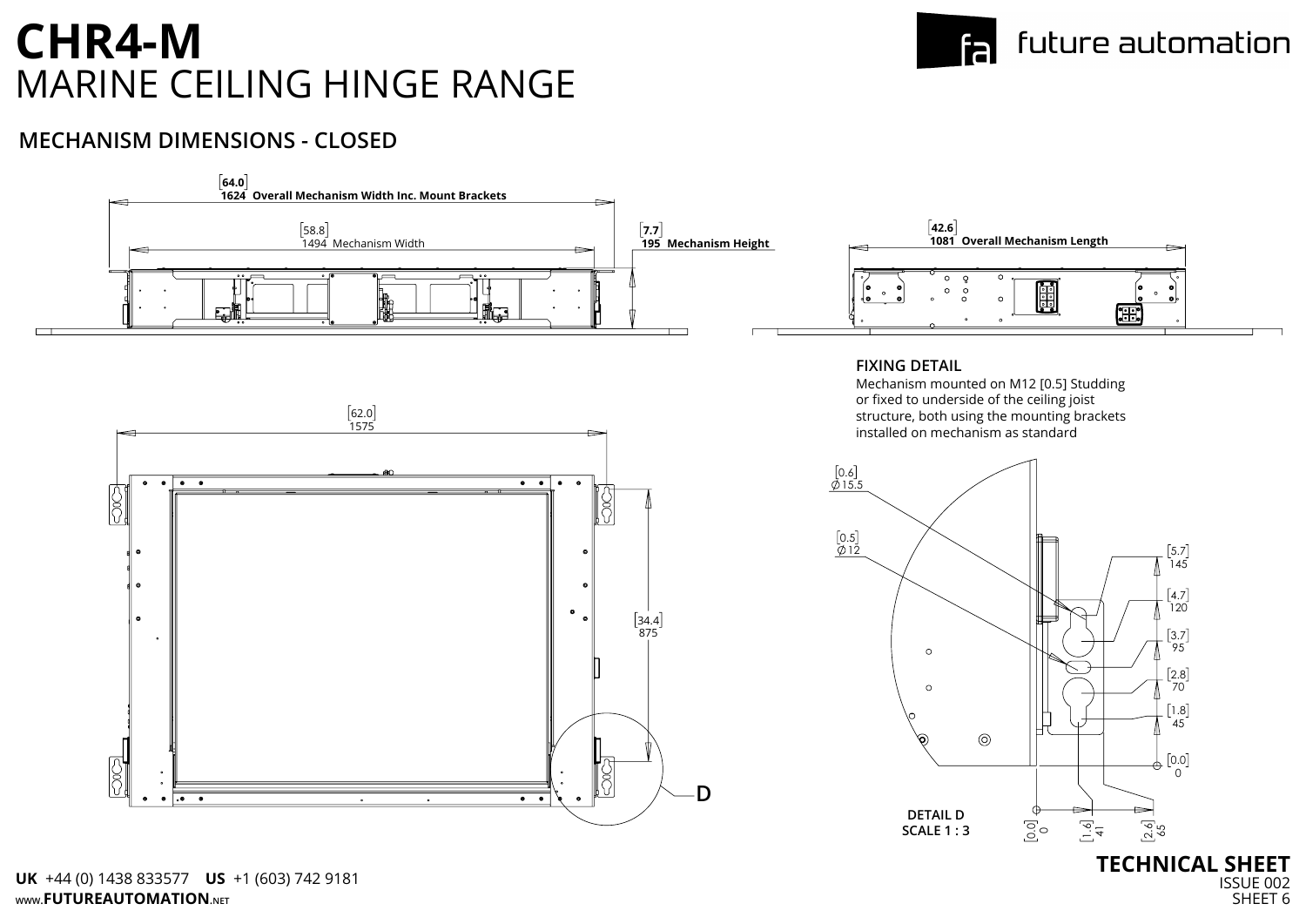# CHR4-M
MARINE CEILING HINGE RANGE

## MECHANISM DIMENSIONS - CLOSED

[64.0]
**1624 Overall Mechanism Width Inc. Mount Brackets**

[58.8]
1494 Mechanism Width

[7.7]
**195 Mechanism Height**

[42.6]
**1081 Overall Mechanism Length**

[62.0]
1575

[34.4]
875

D

### FIXING DETAIL

Mechanism mounted on M12 [0.5] Studding or fixed to underside of the ceiling joist structure, both using the mounting brackets installed on mechanism as standard

[0.6] Ø15.5

[0.5] Ø12

[5.7] 145

[4.7] 120

[3.7] 95

[2.8] 70

[1.8] 45

[0.0] 0

[0.0] 0

[1.6] 41

[2.6] 65

**DETAIL D**
**SCALE 1 : 3**

**UK** +44 (0) 1438 833577 **US** +1 (603) 742 9181
www.**FUTUREAUTOMATION**.NET

**TECHNICAL SHEET**
ISSUE 002
SHEET 6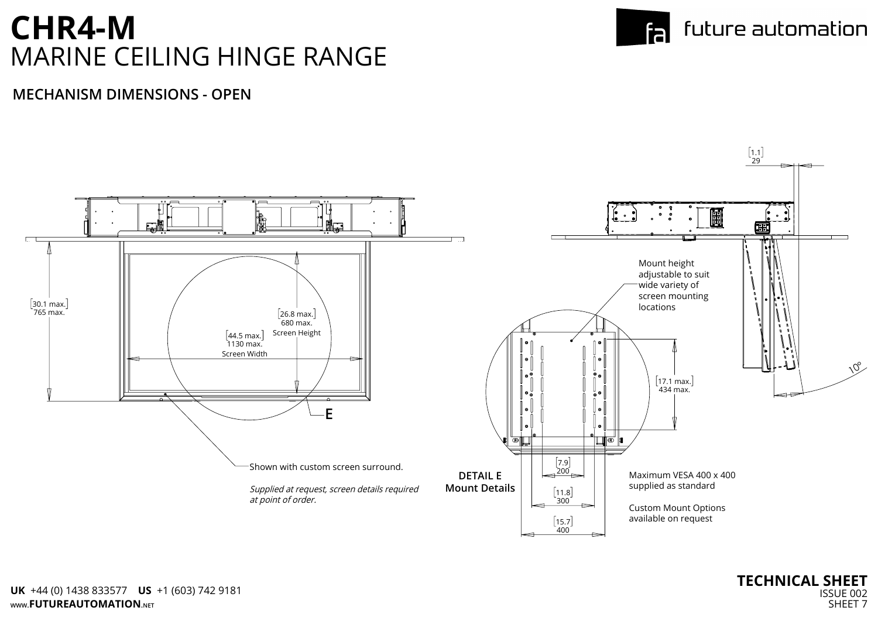# CHR4-M

## MARINE CEILING HINGE RANGE

future automation

### MECHANISM DIMENSIONS - OPEN

[30.1 max.]
765 max.

[26.8 max.]
680 max.
Screen Height

[44.5 max.]
1130 max.
Screen Width

E

Shown with custom screen surround.

*Supplied at request, screen details required at point of order.*

[1.1]
29

Mount height adjustable to suit wide variety of screen mounting locations

10°

[17.1 max.]
434 max.

[7.9]
200

[11.8]
300

[15.7]
400

**DETAIL E**
**Mount Details**

Maximum VESA 400 x 400 supplied as standard

Custom Mount Options available on request

**UK** +44 (0) 1438 833577 **US** +1 (603) 742 9181
www.**FUTUREAUTOMATION**.NET

**TECHNICAL SHEET**
ISSUE 002
SHEET 7